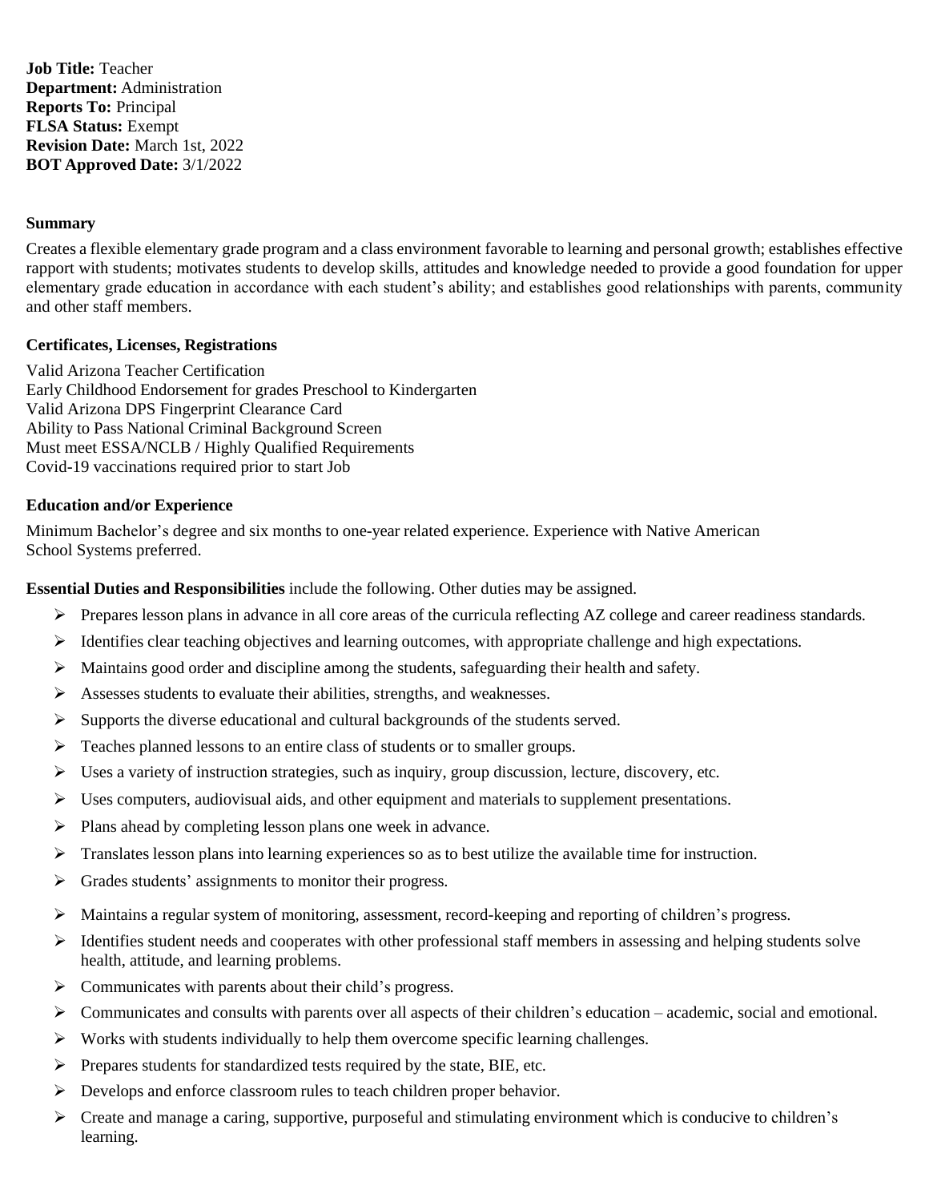**Job Title:** Teacher
**Department:** Administration
**Reports To:** Principal
**FLSA Status:** Exempt
**Revision Date:** March 1st, 2022
**BOT Approved Date:** 3/1/2022

**Summary**

Creates a flexible elementary grade program and a class environment favorable to learning and personal growth; establishes effective rapport with students; motivates students to develop skills, attitudes and knowledge needed to provide a good foundation for upper elementary grade education in accordance with each student's ability; and establishes good relationships with parents, community and other staff members.

**Certificates, Licenses, Registrations**

Valid Arizona Teacher Certification
Early Childhood Endorsement for grades Preschool to Kindergarten
Valid Arizona DPS Fingerprint Clearance Card
Ability to Pass National Criminal Background Screen
Must meet ESSA/NCLB / Highly Qualified Requirements
Covid-19 vaccinations required prior to start Job

**Education and/or Experience**

Minimum Bachelor's degree and six months to one-year related experience. Experience with Native American School Systems preferred.

**Essential Duties and Responsibilities** include the following. Other duties may be assigned.

- Prepares lesson plans in advance in all core areas of the curricula reflecting AZ college and career readiness standards.
- Identifies clear teaching objectives and learning outcomes, with appropriate challenge and high expectations.
- Maintains good order and discipline among the students, safeguarding their health and safety.
- Assesses students to evaluate their abilities, strengths, and weaknesses.
- Supports the diverse educational and cultural backgrounds of the students served.
- Teaches planned lessons to an entire class of students or to smaller groups.
- Uses a variety of instruction strategies, such as inquiry, group discussion, lecture, discovery, etc.
- Uses computers, audiovisual aids, and other equipment and materials to supplement presentations.
- Plans ahead by completing lesson plans one week in advance.
- Translates lesson plans into learning experiences so as to best utilize the available time for instruction.
- Grades students' assignments to monitor their progress.
- Maintains a regular system of monitoring, assessment, record-keeping and reporting of children's progress.
- Identifies student needs and cooperates with other professional staff members in assessing and helping students solve health, attitude, and learning problems.
- Communicates with parents about their child's progress.
- Communicates and consults with parents over all aspects of their children's education – academic, social and emotional.
- Works with students individually to help them overcome specific learning challenges.
- Prepares students for standardized tests required by the state, BIE, etc.
- Develops and enforce classroom rules to teach children proper behavior.
- Create and manage a caring, supportive, purposeful and stimulating environment which is conducive to children's learning.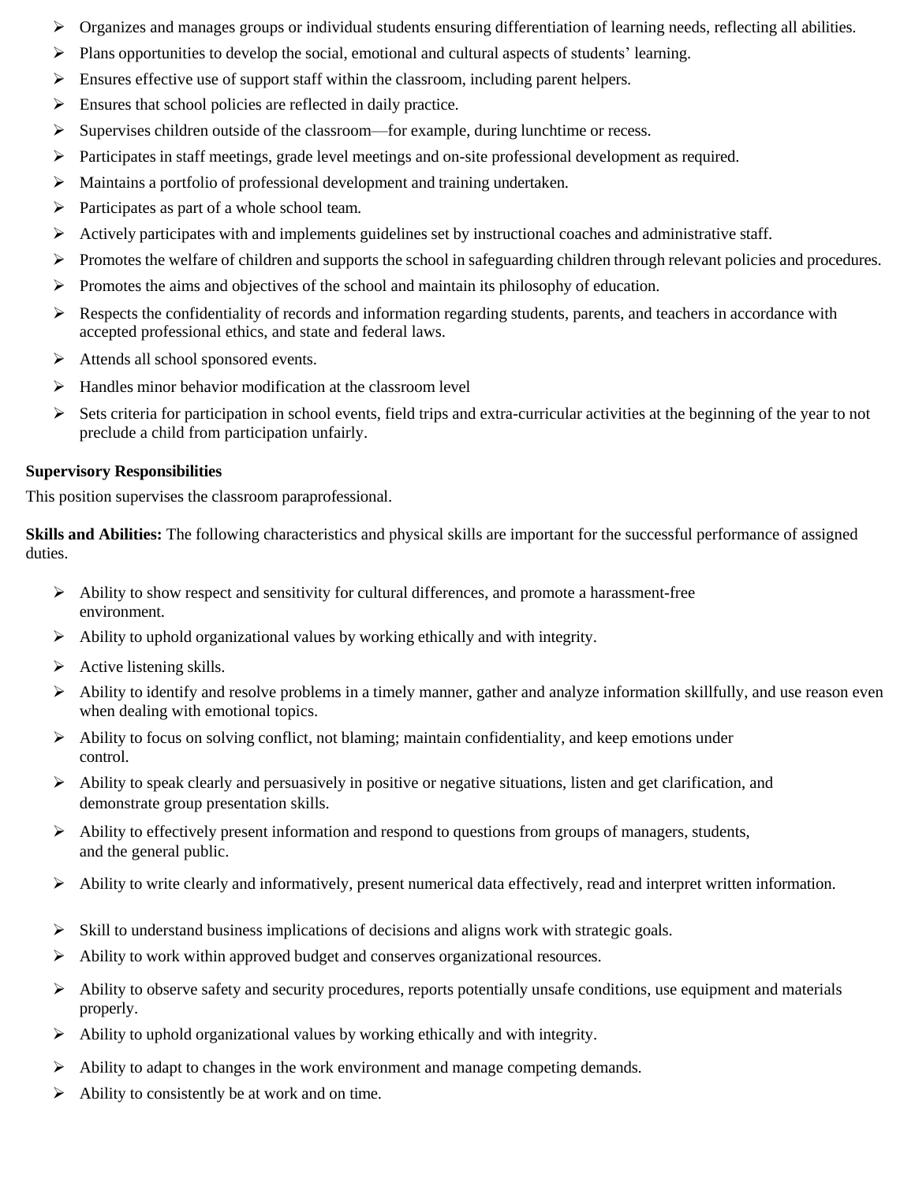- Organizes and manages groups or individual students ensuring differentiation of learning needs, reflecting all abilities.
- Plans opportunities to develop the social, emotional and cultural aspects of students' learning.
- Ensures effective use of support staff within the classroom, including parent helpers.
- Ensures that school policies are reflected in daily practice.
- Supervises children outside of the classroom—for example, during lunchtime or recess.
- Participates in staff meetings, grade level meetings and on-site professional development as required.
- Maintains a portfolio of professional development and training undertaken.
- Participates as part of a whole school team.
- Actively participates with and implements guidelines set by instructional coaches and administrative staff.
- Promotes the welfare of children and supports the school in safeguarding children through relevant policies and procedures.
- Promotes the aims and objectives of the school and maintain its philosophy of education.
- Respects the confidentiality of records and information regarding students, parents, and teachers in accordance with accepted professional ethics, and state and federal laws.
- Attends all school sponsored events.
- Handles minor behavior modification at the classroom level
- Sets criteria for participation in school events, field trips and extra-curricular activities at the beginning of the year to not preclude a child from participation unfairly.

**Supervisory Responsibilities**

This position supervises the classroom paraprofessional.

**Skills and Abilities:** The following characteristics and physical skills are important for the successful performance of assigned duties.

- Ability to show respect and sensitivity for cultural differences, and promote a harassment-free environment.
- Ability to uphold organizational values by working ethically and with integrity.
- Active listening skills.
- Ability to identify and resolve problems in a timely manner, gather and analyze information skillfully, and use reason even when dealing with emotional topics.
- Ability to focus on solving conflict, not blaming; maintain confidentiality, and keep emotions under control.
- Ability to speak clearly and persuasively in positive or negative situations, listen and get clarification, and demonstrate group presentation skills.
- Ability to effectively present information and respond to questions from groups of managers, students, and the general public.
- Ability to write clearly and informatively, present numerical data effectively, read and interpret written information.
- Skill to understand business implications of decisions and aligns work with strategic goals.
- Ability to work within approved budget and conserves organizational resources.
- Ability to observe safety and security procedures, reports potentially unsafe conditions, use equipment and materials properly.
- Ability to uphold organizational values by working ethically and with integrity.
- Ability to adapt to changes in the work environment and manage competing demands.
- Ability to consistently be at work and on time.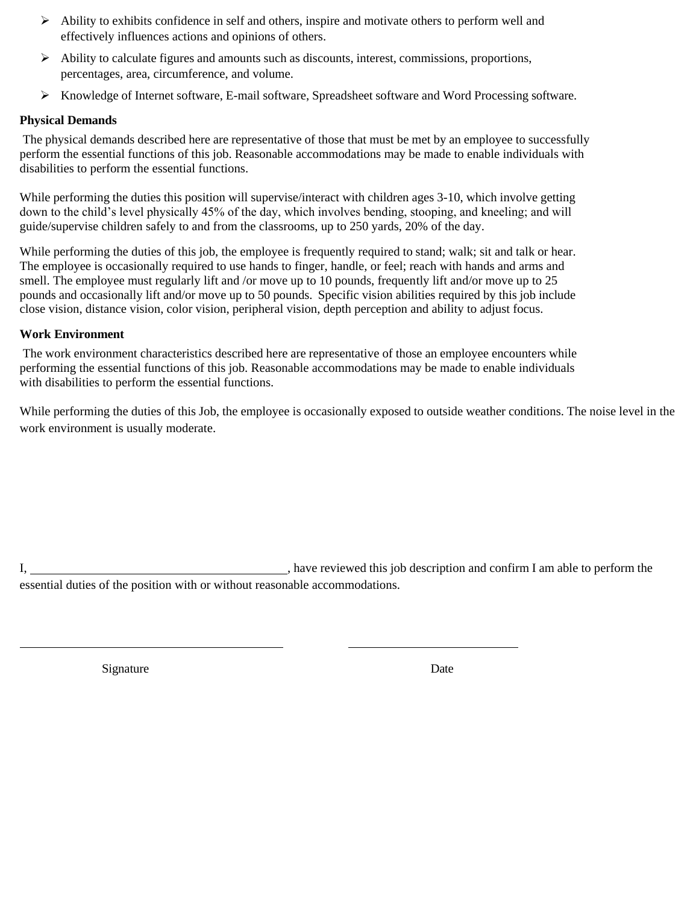- Ability to exhibits confidence in self and others, inspire and motivate others to perform well and effectively influences actions and opinions of others.
- Ability to calculate figures and amounts such as discounts, interest, commissions, proportions, percentages, area, circumference, and volume.
- Knowledge of Internet software, E-mail software, Spreadsheet software and Word Processing software.

**Physical Demands**

The physical demands described here are representative of those that must be met by an employee to successfully perform the essential functions of this job. Reasonable accommodations may be made to enable individuals with disabilities to perform the essential functions.

While performing the duties this position will supervise/interact with children ages 3-10, which involve getting down to the child's level physically 45% of the day, which involves bending, stooping, and kneeling; and will guide/supervise children safely to and from the classrooms, up to 250 yards, 20% of the day.

While performing the duties of this job, the employee is frequently required to stand; walk; sit and talk or hear. The employee is occasionally required to use hands to finger, handle, or feel; reach with hands and arms and smell. The employee must regularly lift and /or move up to 10 pounds, frequently lift and/or move up to 25 pounds and occasionally lift and/or move up to 50 pounds. Specific vision abilities required by this job include close vision, distance vision, color vision, peripheral vision, depth perception and ability to adjust focus.

**Work Environment**

The work environment characteristics described here are representative of those an employee encounters while performing the essential functions of this job. Reasonable accommodations may be made to enable individuals with disabilities to perform the essential functions.

While performing the duties of this Job, the employee is occasionally exposed to outside weather conditions. The noise level in the work environment is usually moderate.

I, ________________________________________, have reviewed this job description and confirm I am able to perform the essential duties of the position with or without reasonable accommodations.

________________________________________ ___________________________

Signature Date